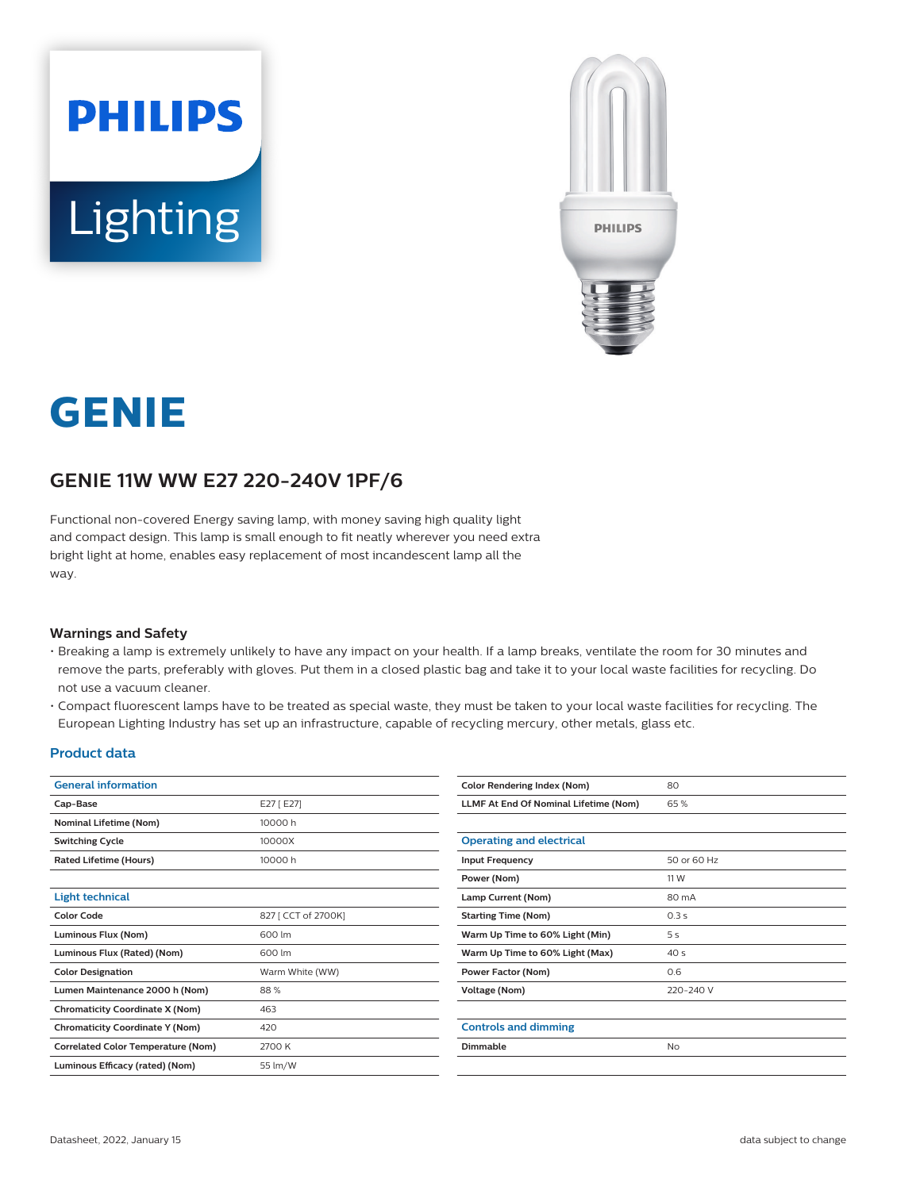# GENIE

## GENIE 11W WW E27 220-240V 1PF/6

Functional non-covered Energy saving lamp, with money saving high quality light and compact design. This lamp is small enough to fit neatly wherever you need extra bright light at home, enables easy replacement of most incandescent lamp all the way.

### Warnings and Safety

- Breaking a lamp is extremely unlikely to have any impact on your health. If a lamp breaks, ventilate the room for 30 minutes and remove the parts, preferably with gloves. Put them in a closed plastic bag and take it to your local waste facilities for recycling. Do not use a vacuum cleaner.
- Compact fluorescent lamps have to be treated as special waste, they must be taken to your local waste facilities for recycling. The European Lighting Industry has set up an infrastructure, capable of recycling mercury, other metals, glass etc.

### Product data

| General information | |
|---|---|
| Cap-Base | E27 [ E27] |
| Nominal Lifetime (Nom) | 10000 h |
| Switching Cycle | 10000X |
| Rated Lifetime (Hours) | 10000 h |

| Light technical | |
|---|---|
| Color Code | 827 [ CCT of 2700K] |
| Luminous Flux (Nom) | 600 lm |
| Luminous Flux (Rated) (Nom) | 600 lm |
| Color Designation | Warm White (WW) |
| Lumen Maintenance 2000 h (Nom) | 88 % |
| Chromaticity Coordinate X (Nom) | 463 |
| Chromaticity Coordinate Y (Nom) | 420 |
| Correlated Color Temperature (Nom) | 2700 K |
| Luminous Efficacy (rated) (Nom) | 55 lm/W |
| Color Rendering Index (Nom) | 80 |
| LLMF At End Of Nominal Lifetime (Nom) | 65 % |

| Operating and electrical | |
|---|---|
| Input Frequency | 50 or 60 Hz |
| Power (Nom) | 11 W |
| Lamp Current (Nom) | 80 mA |
| Starting Time (Nom) | 0.3 s |
| Warm Up Time to 60% Light (Min) | 5 s |
| Warm Up Time to 60% Light (Max) | 40 s |
| Power Factor (Nom) | 0.6 |
| Voltage (Nom) | 220-240 V |

| Controls and dimming | |
|---|---|
| Dimmable | No |

Datasheet, 2022, January 15

data subject to change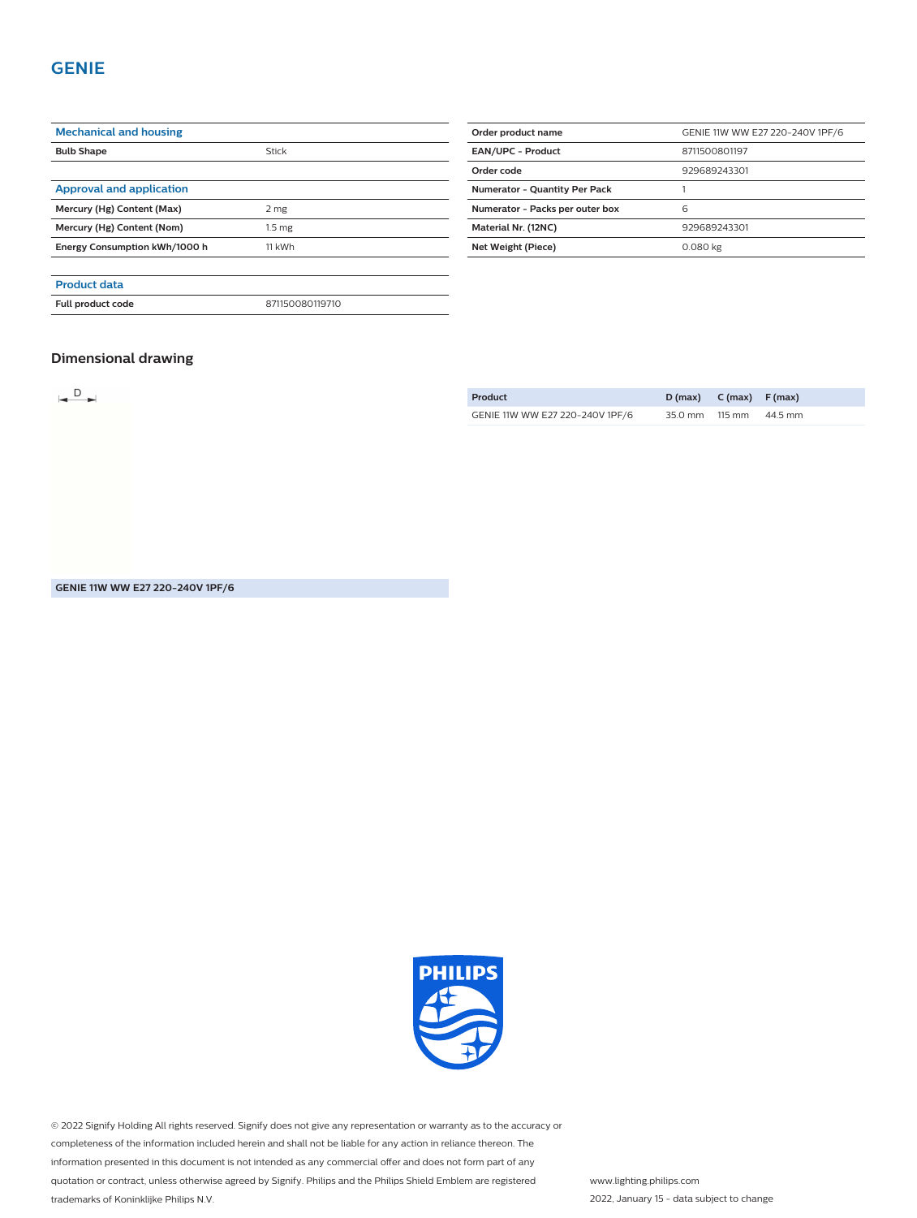## GENIE

| Mechanical and housing | |
|---|---|
| Bulb Shape | Stick |

| Approval and application | |
|---|---|
| Mercury (Hg) Content (Max) | 2 mg |
| Mercury (Hg) Content (Nom) | 1.5 mg |
| Energy Consumption kWh/1000 h | 11 kWh |

| Product data | |
|---|---|
| Full product code | 871150080119710 |

| | |
|---|---|
| Order product name | GENIE 11W WW E27 220-240V 1PF/6 |
| EAN/UPC - Product | 8711500801197 |
| Order code | 929689243301 |
| Numerator - Quantity Per Pack | 1 |
| Numerator - Packs per outer box | 6 |
| Material Nr. (12NC) | 929689243301 |
| Net Weight (Piece) | 0.080 kg |

### Dimensional drawing

D

GENIE 11W WW E27 220-240V 1PF/6

| Product | D (max) | C (max) | F (max) |
|---|---|---|---|
| GENIE 11W WW E27 220-240V 1PF/6 | 35.0 mm | 115 mm | 44.5 mm |

PHILIPS

© 2022 Signify Holding All rights reserved. Signify does not give any representation or warranty as to the accuracy or completeness of the information included herein and shall not be liable for any action in reliance thereon. The information presented in this document is not intended as any commercial offer and does not form part of any quotation or contract, unless otherwise agreed by Signify. Philips and the Philips Shield Emblem are registered trademarks of Koninklijke Philips N.V.

www.lighting.philips.com

2022, January 15 - data subject to change